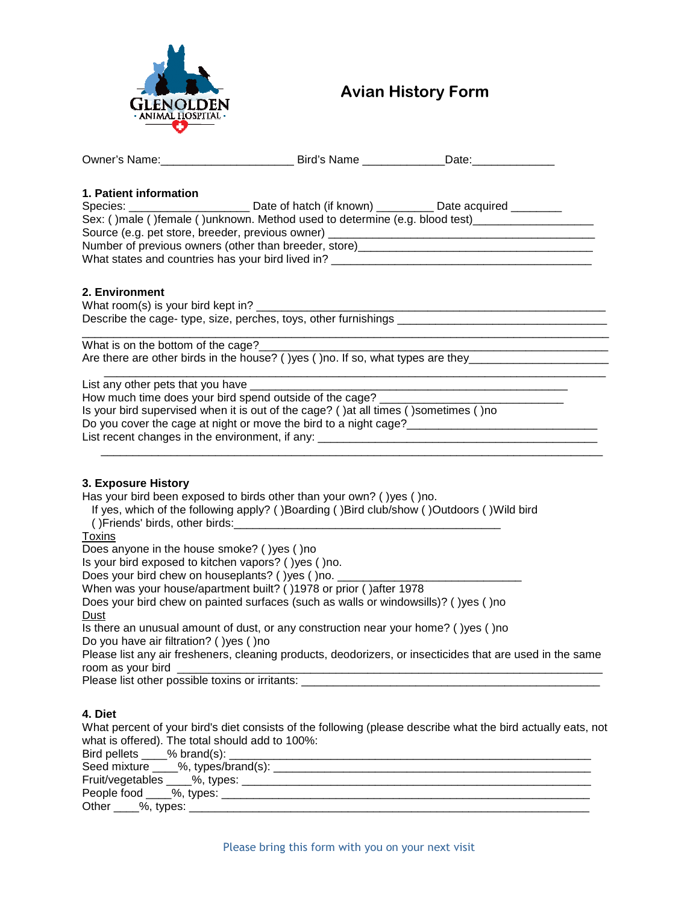GLENOLDEN
· ANIMAL HOSPITAL ·

# Avian History Form

Owner's Name:____________________ Bird's Name ____________Date:____________

## 1. Patient information

Species: ___________________ Date of hatch (if known) _________ Date acquired ________
Sex: ( )male ( )female ( )unknown. Method used to determine (e.g. blood test)___________________
Source (e.g. pet store, breeder, previous owner) ________________________________________
Number of previous owners (other than breeder, store)______________________________________
What states and countries has your bird lived in? _________________________________________

## 2. Environment

What room(s) is your bird kept in? ____________________________________________________
Describe the cage- type, size, perches, toys, other furnishings ______________________________
_____________________________________________________________________________
What is on the bottom of the cage?_____________________________________________________
Are there are other birds in the house? ( )yes ( )no. If so, what types are they_____________________
_____________________________________________________________________________
List any other pets that you have ______________________________________________
How much time does your bird spend outside of the cage? ____________________________
Is your bird supervised when it is out of the cage? ( )at all times ( )sometimes ( )no
Do you cover the cage at night or move the bird to a night cage?______________________________
List recent changes in the environment, if any: ____________________________________________
_____________________________________________________________________________

## 3. Exposure History

Has your bird been exposed to birds other than your own? ( )yes ( )no.
If yes, which of the following apply? ( )Boarding ( )Bird club/show ( )Outdoors ( )Wild bird
( )Friends' birds, other birds:__________________________________________

Toxins

Does anyone in the house smoke? ( )yes ( )no
Is your bird exposed to kitchen vapors? ( )yes ( )no.
Does your bird chew on houseplants? ( )yes ( )no. _____________________________
When was your house/apartment built? ( )1978 or prior ( )after 1978
Does your bird chew on painted surfaces (such as walls or windowsills)? ( )yes ( )no

Dust

Is there an unusual amount of dust, or any construction near your home? ( )yes ( )no
Do you have air filtration? ( )yes ( )no
Please list any air fresheners, cleaning products, deodorizers, or insecticides that are used in the same room as your bird ____________________________________________________________________
Please list other possible toxins or irritants: _______________________________________________

## 4. Diet

What percent of your bird's diet consists of the following (please describe what the bird actually eats, not what is offered). The total should add to 100%:
Bird pellets ____% brand(s): ________________________________________________________
Seed mixture ____%, types/brand(s): __________________________________________________
Fruit/vegetables ____%, types: _______________________________________________________
People food ____%, types: __________________________________________________________
Other ____%, types: _______________________________________________________________

Please bring this form with you on your next visit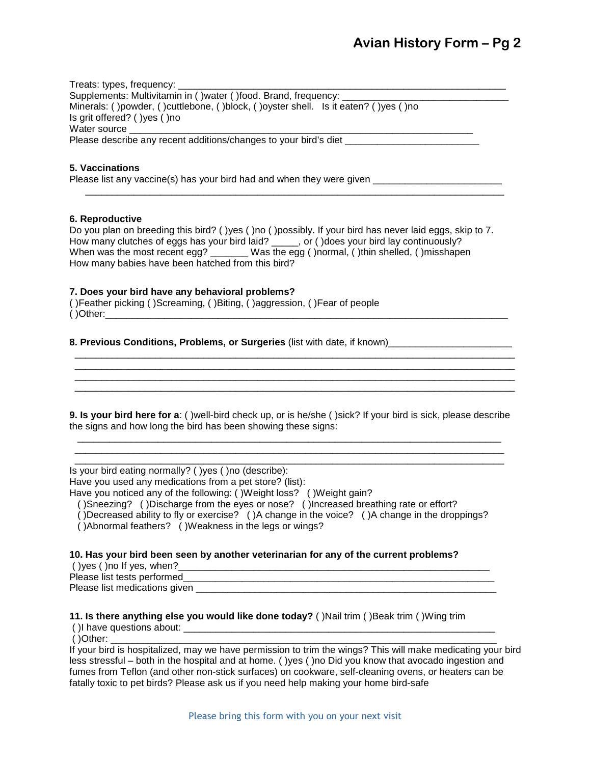# Avian History Form – Pg 2

Treats: types, frequency: ___________________________________________________________________

Supplements: Multivitamin in ( )water ( )food. Brand, frequency: _______________________________

Minerals: ( )powder, ( )cuttlebone, ( )block, ( )oyster shell. Is it eaten? ( )yes ( )no

Is grit offered? ( )yes ( )no

Water source ________________________________________________________________

Please describe any recent additions/changes to your bird's diet _________________________

**5. Vaccinations**

Please list any vaccine(s) has your bird had and when they were given _______________________

________________________________________________________________________________

**6. Reproductive**

Do you plan on breeding this bird? ( )yes ( )no ( )possibly. If your bird has never laid eggs, skip to 7.

How many clutches of eggs has your bird laid? _____, or ( )does your bird lay continuously?

When was the most recent egg? _______ Was the egg ( )normal, ( )thin shelled, ( )misshapen

How many babies have been hatched from this bird?

**7. Does your bird have any behavioral problems?**

( )Feather picking ( )Screaming, ( )Biting, ( )aggression, ( )Fear of people

( )Other:____________________________________________________________________________

**8. Previous Conditions, Problems, or Surgeries** (list with date, if known)______________________

________________________________________________________________________________

________________________________________________________________________________

________________________________________________________________________________

________________________________________________________________________________

**9. Is your bird here for a**: ( )well-bird check up, or is he/she ( )sick? If your bird is sick, please describe the signs and how long the bird has been showing these signs:

________________________________________________________________________________

________________________________________________________________________________

________________________________________________________________________________

Is your bird eating normally? ( )yes ( )no (describe):

Have you used any medications from a pet store? (list):

Have you noticed any of the following: ( )Weight loss? ( )Weight gain?

( )Sneezing? ( )Discharge from the eyes or nose? ( )Increased breathing rate or effort?

( )Decreased ability to fly or exercise? ( )A change in the voice? ( )A change in the droppings?

( )Abnormal feathers? ( )Weakness in the legs or wings?

**10. Has your bird been seen by another veterinarian for any of the current problems?**

( )yes ( )no If yes, when?_________________________________________________________

Please list tests performed_________________________________________________________

Please list medications given _______________________________________________________

**11. Is there anything else you would like done today?** ( )Nail trim ( )Beak trim ( )Wing trim

( )I have questions about: ____________________________________________________________

( )Other: _________________________________________________________________________

If your bird is hospitalized, may we have permission to trim the wings? This will make medicating your bird less stressful – both in the hospital and at home. ( )yes ( )no Did you know that avocado ingestion and fumes from Teflon (and other non-stick surfaces) on cookware, self-cleaning ovens, or heaters can be fatally toxic to pet birds? Please ask us if you need help making your home bird-safe

Please bring this form with you on your next visit